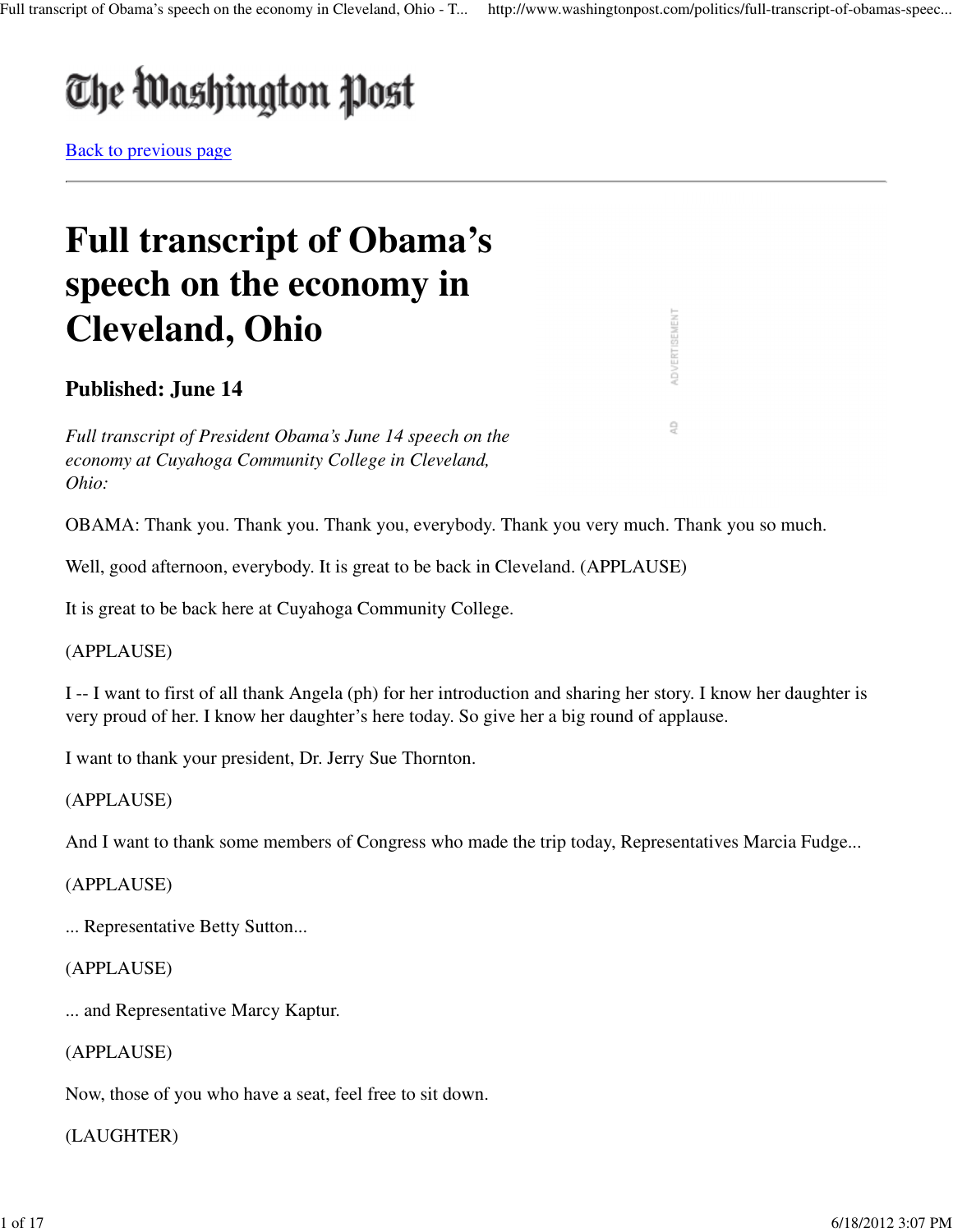The Washington Post

Back to previous page

# Full transcript of Obama's speech on the economy in Cleveland, Ohio

### Published: June 14

*Full transcript of President Obama's June 14 speech on the economy at Cuyahoga Community College in Cleveland, Ohio:*

OBAMA: Thank you. Thank you. Thank you, everybody. Thank you very much. Thank you so much.

Well, good afternoon, everybody. It is great to be back in Cleveland. (APPLAUSE)

It is great to be back here at Cuyahoga Community College.

(APPLAUSE)

I -- I want to first of all thank Angela (ph) for her introduction and sharing her story. I know her daughter is very proud of her. I know her daughter's here today. So give her a big round of applause.

I want to thank your president, Dr. Jerry Sue Thornton.

(APPLAUSE)

And I want to thank some members of Congress who made the trip today, Representatives Marcia Fudge...

(APPLAUSE)

... Representative Betty Sutton...

(APPLAUSE)

... and Representative Marcy Kaptur.

(APPLAUSE)

Now, those of you who have a seat, feel free to sit down.

(LAUGHTER)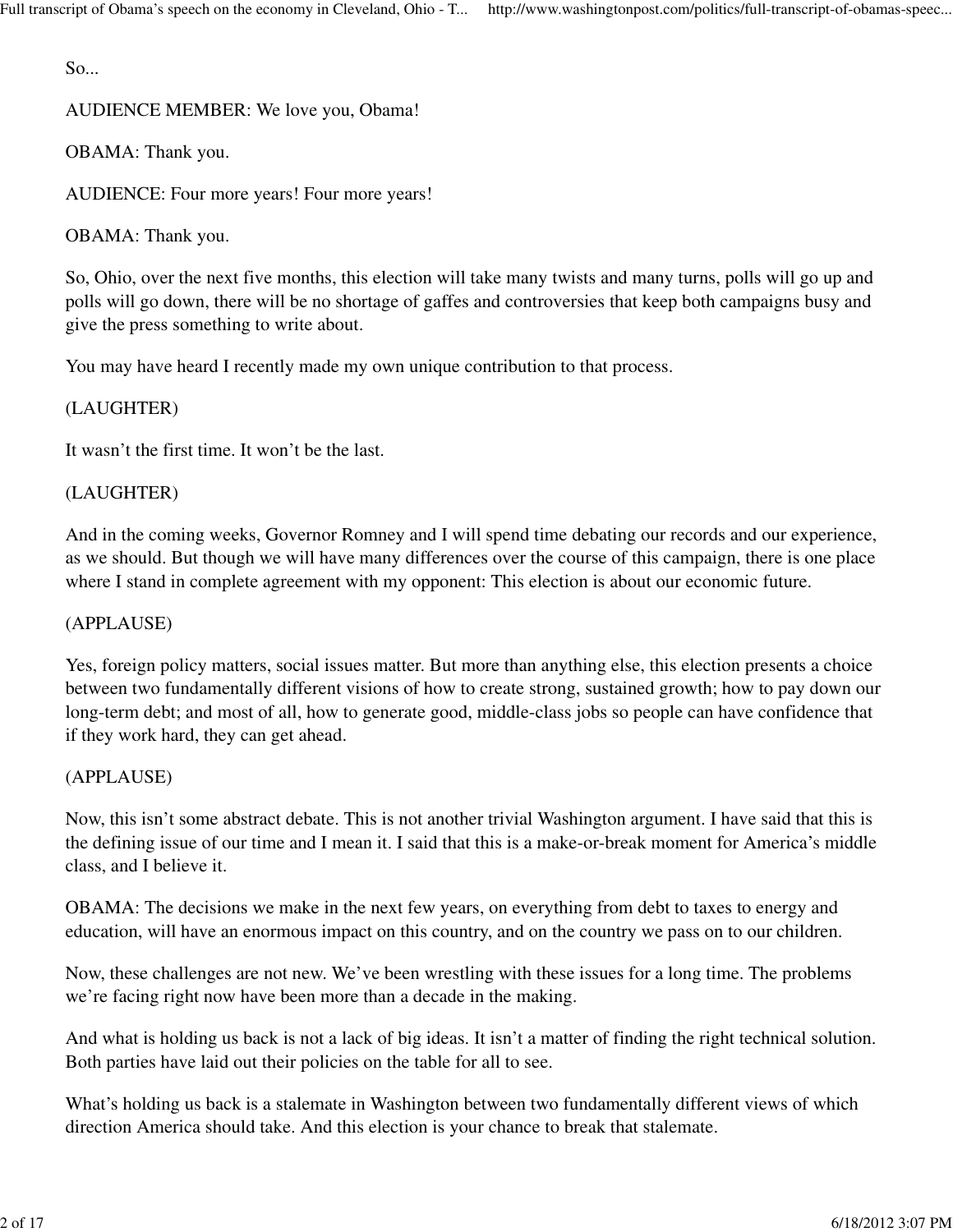So...

AUDIENCE MEMBER: We love you, Obama!

OBAMA: Thank you.

AUDIENCE: Four more years! Four more years!

OBAMA: Thank you.

So, Ohio, over the next five months, this election will take many twists and many turns, polls will go up and polls will go down, there will be no shortage of gaffes and controversies that keep both campaigns busy and give the press something to write about.

You may have heard I recently made my own unique contribution to that process.

(LAUGHTER)

It wasn't the first time. It won't be the last.

(LAUGHTER)

And in the coming weeks, Governor Romney and I will spend time debating our records and our experience, as we should. But though we will have many differences over the course of this campaign, there is one place where I stand in complete agreement with my opponent: This election is about our economic future.

(APPLAUSE)

Yes, foreign policy matters, social issues matter. But more than anything else, this election presents a choice between two fundamentally different visions of how to create strong, sustained growth; how to pay down our long-term debt; and most of all, how to generate good, middle-class jobs so people can have confidence that if they work hard, they can get ahead.

(APPLAUSE)

Now, this isn't some abstract debate. This is not another trivial Washington argument. I have said that this is the defining issue of our time and I mean it. I said that this is a make-or-break moment for America's middle class, and I believe it.

OBAMA: The decisions we make in the next few years, on everything from debt to taxes to energy and education, will have an enormous impact on this country, and on the country we pass on to our children.

Now, these challenges are not new. We've been wrestling with these issues for a long time. The problems we're facing right now have been more than a decade in the making.

And what is holding us back is not a lack of big ideas. It isn't a matter of finding the right technical solution. Both parties have laid out their policies on the table for all to see.

What's holding us back is a stalemate in Washington between two fundamentally different views of which direction America should take. And this election is your chance to break that stalemate.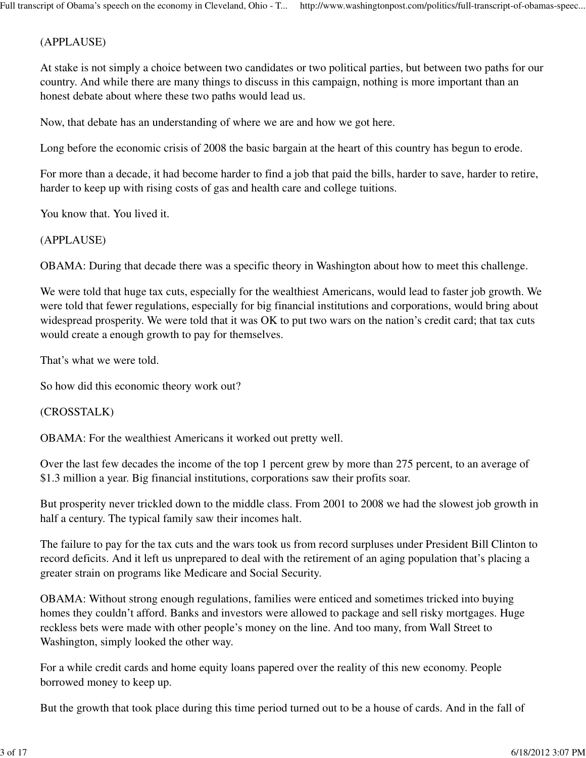(APPLAUSE)

At stake is not simply a choice between two candidates or two political parties, but between two paths for our country. And while there are many things to discuss in this campaign, nothing is more important than an honest debate about where these two paths would lead us.

Now, that debate has an understanding of where we are and how we got here.

Long before the economic crisis of 2008 the basic bargain at the heart of this country has begun to erode.

For more than a decade, it had become harder to find a job that paid the bills, harder to save, harder to retire, harder to keep up with rising costs of gas and health care and college tuitions.

You know that. You lived it.

(APPLAUSE)

OBAMA: During that decade there was a specific theory in Washington about how to meet this challenge.

We were told that huge tax cuts, especially for the wealthiest Americans, would lead to faster job growth. We were told that fewer regulations, especially for big financial institutions and corporations, would bring about widespread prosperity. We were told that it was OK to put two wars on the nation's credit card; that tax cuts would create a enough growth to pay for themselves.

That's what we were told.

So how did this economic theory work out?

(CROSSTALK)

OBAMA: For the wealthiest Americans it worked out pretty well.

Over the last few decades the income of the top 1 percent grew by more than 275 percent, to an average of $1.3 million a year. Big financial institutions, corporations saw their profits soar.

But prosperity never trickled down to the middle class. From 2001 to 2008 we had the slowest job growth in half a century. The typical family saw their incomes halt.

The failure to pay for the tax cuts and the wars took us from record surpluses under President Bill Clinton to record deficits. And it left us unprepared to deal with the retirement of an aging population that's placing a greater strain on programs like Medicare and Social Security.

OBAMA: Without strong enough regulations, families were enticed and sometimes tricked into buying homes they couldn't afford. Banks and investors were allowed to package and sell risky mortgages. Huge reckless bets were made with other people's money on the line. And too many, from Wall Street to Washington, simply looked the other way.

For a while credit cards and home equity loans papered over the reality of this new economy. People borrowed money to keep up.

But the growth that took place during this time period turned out to be a house of cards. And in the fall of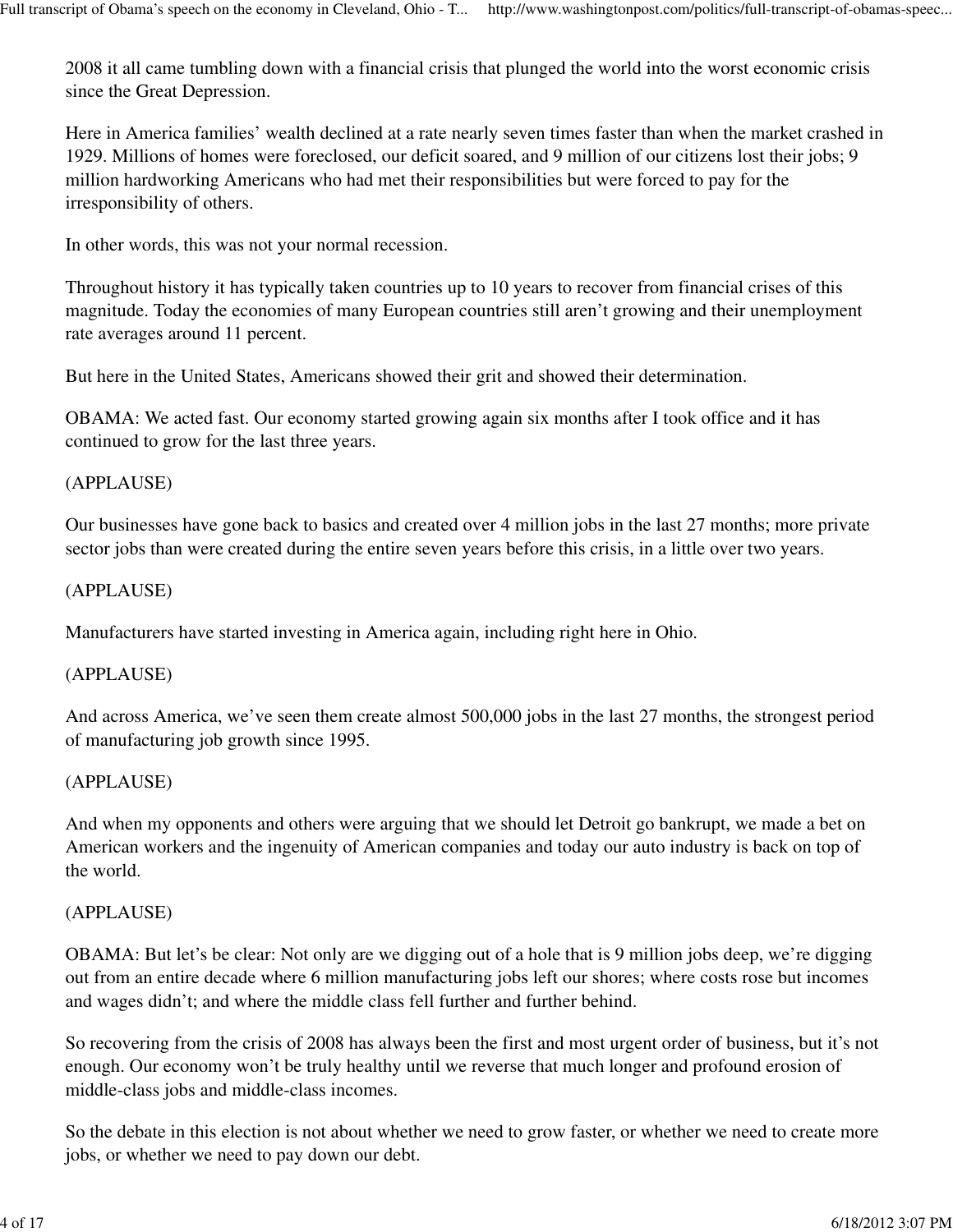2008 it all came tumbling down with a financial crisis that plunged the world into the worst economic crisis since the Great Depression.

Here in America families' wealth declined at a rate nearly seven times faster than when the market crashed in 1929. Millions of homes were foreclosed, our deficit soared, and 9 million of our citizens lost their jobs; 9 million hardworking Americans who had met their responsibilities but were forced to pay for the irresponsibility of others.

In other words, this was not your normal recession.

Throughout history it has typically taken countries up to 10 years to recover from financial crises of this magnitude. Today the economies of many European countries still aren't growing and their unemployment rate averages around 11 percent.

But here in the United States, Americans showed their grit and showed their determination.

OBAMA: We acted fast. Our economy started growing again six months after I took office and it has continued to grow for the last three years.

(APPLAUSE)

Our businesses have gone back to basics and created over 4 million jobs in the last 27 months; more private sector jobs than were created during the entire seven years before this crisis, in a little over two years.

(APPLAUSE)

Manufacturers have started investing in America again, including right here in Ohio.

(APPLAUSE)

And across America, we've seen them create almost 500,000 jobs in the last 27 months, the strongest period of manufacturing job growth since 1995.

(APPLAUSE)

And when my opponents and others were arguing that we should let Detroit go bankrupt, we made a bet on American workers and the ingenuity of American companies and today our auto industry is back on top of the world.

(APPLAUSE)

OBAMA: But let's be clear: Not only are we digging out of a hole that is 9 million jobs deep, we're digging out from an entire decade where 6 million manufacturing jobs left our shores; where costs rose but incomes and wages didn't; and where the middle class fell further and further behind.

So recovering from the crisis of 2008 has always been the first and most urgent order of business, but it's not enough. Our economy won't be truly healthy until we reverse that much longer and profound erosion of middle-class jobs and middle-class incomes.

So the debate in this election is not about whether we need to grow faster, or whether we need to create more jobs, or whether we need to pay down our debt.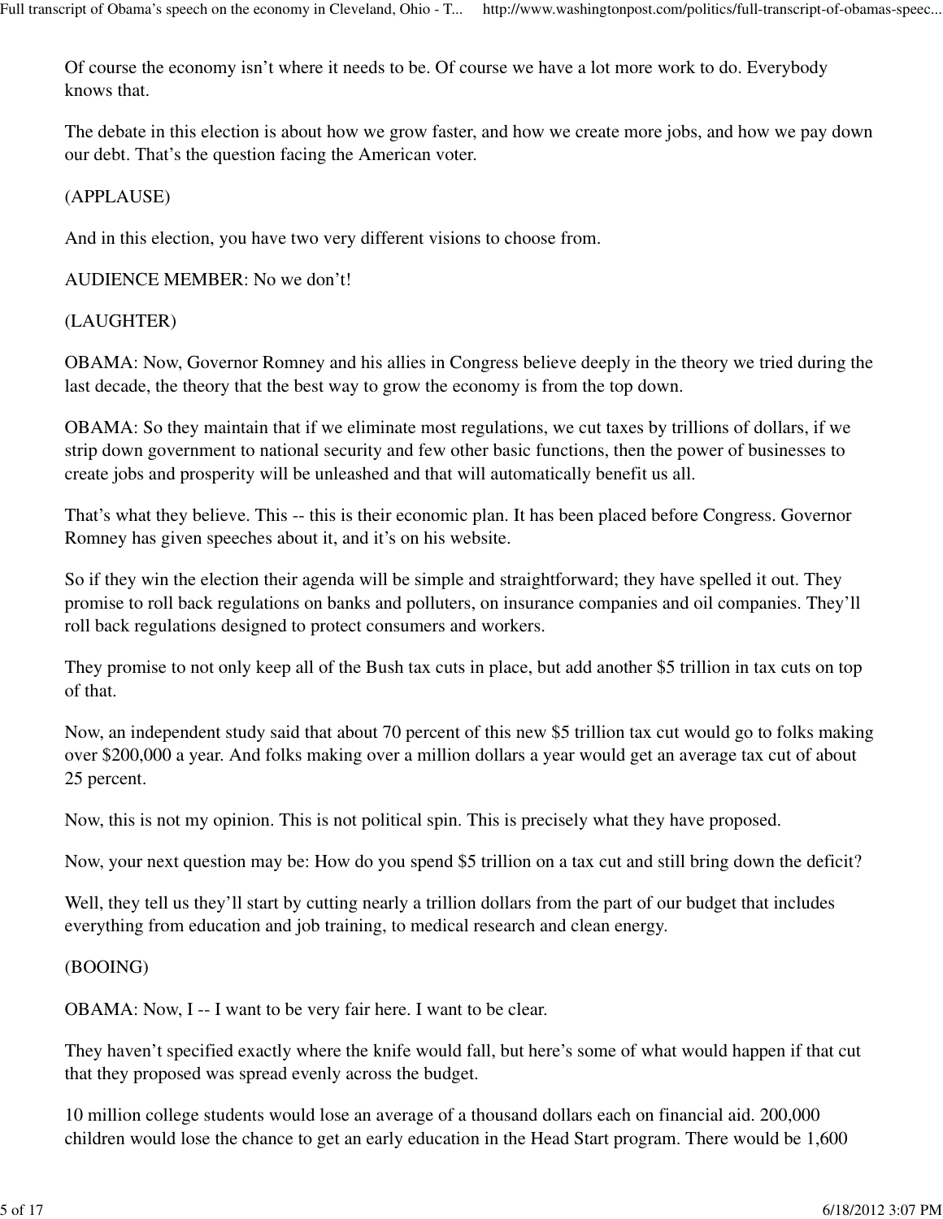Of course the economy isn't where it needs to be. Of course we have a lot more work to do. Everybody knows that.

The debate in this election is about how we grow faster, and how we create more jobs, and how we pay down our debt. That's the question facing the American voter.

(APPLAUSE)

And in this election, you have two very different visions to choose from.

AUDIENCE MEMBER: No we don't!

(LAUGHTER)

OBAMA: Now, Governor Romney and his allies in Congress believe deeply in the theory we tried during the last decade, the theory that the best way to grow the economy is from the top down.

OBAMA: So they maintain that if we eliminate most regulations, we cut taxes by trillions of dollars, if we strip down government to national security and few other basic functions, then the power of businesses to create jobs and prosperity will be unleashed and that will automatically benefit us all.

That's what they believe. This -- this is their economic plan. It has been placed before Congress. Governor Romney has given speeches about it, and it's on his website.

So if they win the election their agenda will be simple and straightforward; they have spelled it out. They promise to roll back regulations on banks and polluters, on insurance companies and oil companies. They'll roll back regulations designed to protect consumers and workers.

They promise to not only keep all of the Bush tax cuts in place, but add another $5 trillion in tax cuts on top of that.

Now, an independent study said that about 70 percent of this new $5 trillion tax cut would go to folks making over $200,000 a year. And folks making over a million dollars a year would get an average tax cut of about 25 percent.

Now, this is not my opinion. This is not political spin. This is precisely what they have proposed.

Now, your next question may be: How do you spend $5 trillion on a tax cut and still bring down the deficit?

Well, they tell us they'll start by cutting nearly a trillion dollars from the part of our budget that includes everything from education and job training, to medical research and clean energy.

(BOOING)

OBAMA: Now, I -- I want to be very fair here. I want to be clear.

They haven't specified exactly where the knife would fall, but here's some of what would happen if that cut that they proposed was spread evenly across the budget.

10 million college students would lose an average of a thousand dollars each on financial aid. 200,000 children would lose the chance to get an early education in the Head Start program. There would be 1,600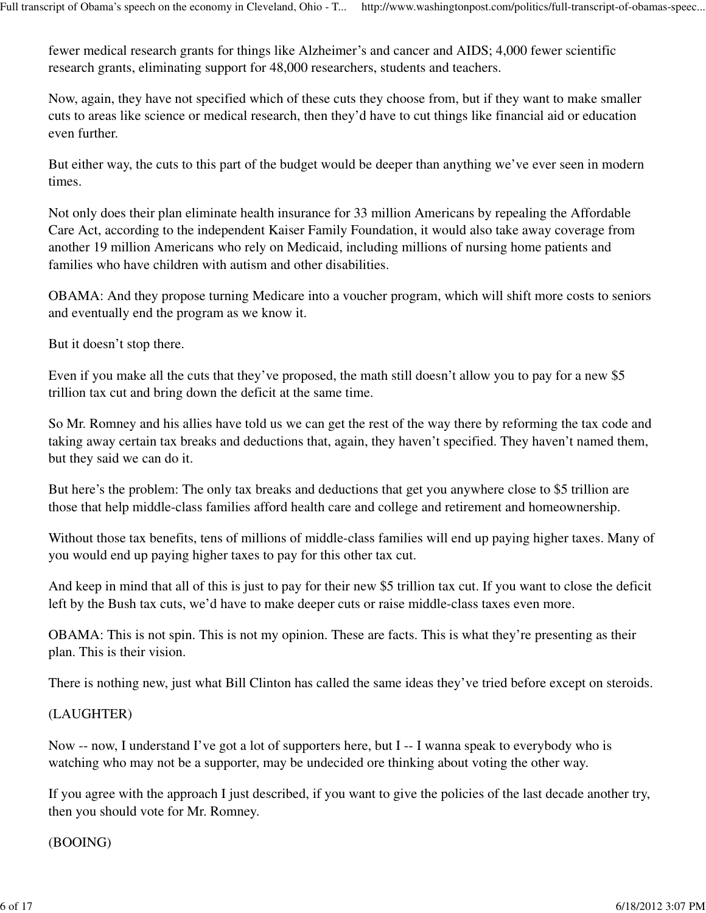fewer medical research grants for things like Alzheimer's and cancer and AIDS; 4,000 fewer scientific research grants, eliminating support for 48,000 researchers, students and teachers.

Now, again, they have not specified which of these cuts they choose from, but if they want to make smaller cuts to areas like science or medical research, then they'd have to cut things like financial aid or education even further.

But either way, the cuts to this part of the budget would be deeper than anything we've ever seen in modern times.

Not only does their plan eliminate health insurance for 33 million Americans by repealing the Affordable Care Act, according to the independent Kaiser Family Foundation, it would also take away coverage from another 19 million Americans who rely on Medicaid, including millions of nursing home patients and families who have children with autism and other disabilities.

OBAMA: And they propose turning Medicare into a voucher program, which will shift more costs to seniors and eventually end the program as we know it.

But it doesn't stop there.

Even if you make all the cuts that they've proposed, the math still doesn't allow you to pay for a new $5 trillion tax cut and bring down the deficit at the same time.

So Mr. Romney and his allies have told us we can get the rest of the way there by reforming the tax code and taking away certain tax breaks and deductions that, again, they haven't specified. They haven't named them, but they said we can do it.

But here's the problem: The only tax breaks and deductions that get you anywhere close to $5 trillion are those that help middle-class families afford health care and college and retirement and homeownership.

Without those tax benefits, tens of millions of middle-class families will end up paying higher taxes. Many of you would end up paying higher taxes to pay for this other tax cut.

And keep in mind that all of this is just to pay for their new $5 trillion tax cut. If you want to close the deficit left by the Bush tax cuts, we'd have to make deeper cuts or raise middle-class taxes even more.

OBAMA: This is not spin. This is not my opinion. These are facts. This is what they're presenting as their plan. This is their vision.

There is nothing new, just what Bill Clinton has called the same ideas they've tried before except on steroids.

(LAUGHTER)

Now -- now, I understand I've got a lot of supporters here, but I -- I wanna speak to everybody who is watching who may not be a supporter, may be undecided ore thinking about voting the other way.

If you agree with the approach I just described, if you want to give the policies of the last decade another try, then you should vote for Mr. Romney.

(BOOING)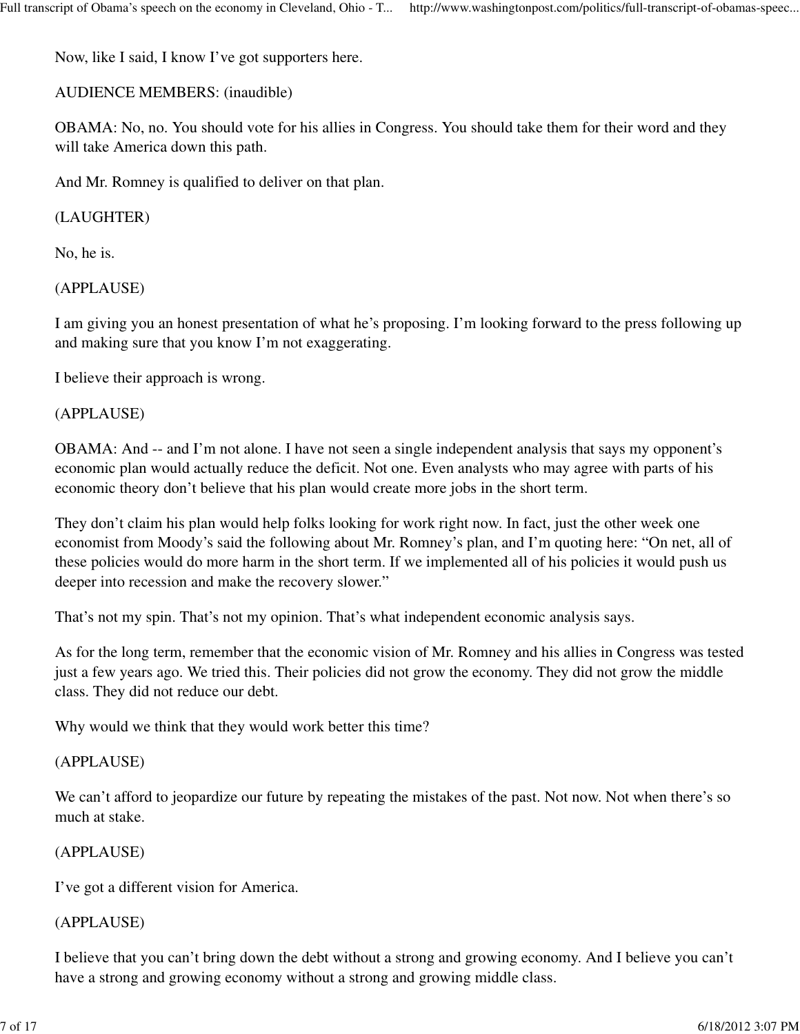Now, like I said, I know I've got supporters here.

AUDIENCE MEMBERS: (inaudible)

OBAMA: No, no. You should vote for his allies in Congress. You should take them for their word and they will take America down this path.

And Mr. Romney is qualified to deliver on that plan.

(LAUGHTER)

No, he is.

(APPLAUSE)

I am giving you an honest presentation of what he's proposing. I'm looking forward to the press following up and making sure that you know I'm not exaggerating.

I believe their approach is wrong.

(APPLAUSE)

OBAMA: And -- and I'm not alone. I have not seen a single independent analysis that says my opponent's economic plan would actually reduce the deficit. Not one. Even analysts who may agree with parts of his economic theory don't believe that his plan would create more jobs in the short term.

They don't claim his plan would help folks looking for work right now. In fact, just the other week one economist from Moody's said the following about Mr. Romney's plan, and I'm quoting here: "On net, all of these policies would do more harm in the short term. If we implemented all of his policies it would push us deeper into recession and make the recovery slower."

That's not my spin. That's not my opinion. That's what independent economic analysis says.

As for the long term, remember that the economic vision of Mr. Romney and his allies in Congress was tested just a few years ago. We tried this. Their policies did not grow the economy. They did not grow the middle class. They did not reduce our debt.

Why would we think that they would work better this time?

(APPLAUSE)

We can't afford to jeopardize our future by repeating the mistakes of the past. Not now. Not when there's so much at stake.

(APPLAUSE)

I've got a different vision for America.

(APPLAUSE)

I believe that you can't bring down the debt without a strong and growing economy. And I believe you can't have a strong and growing economy without a strong and growing middle class.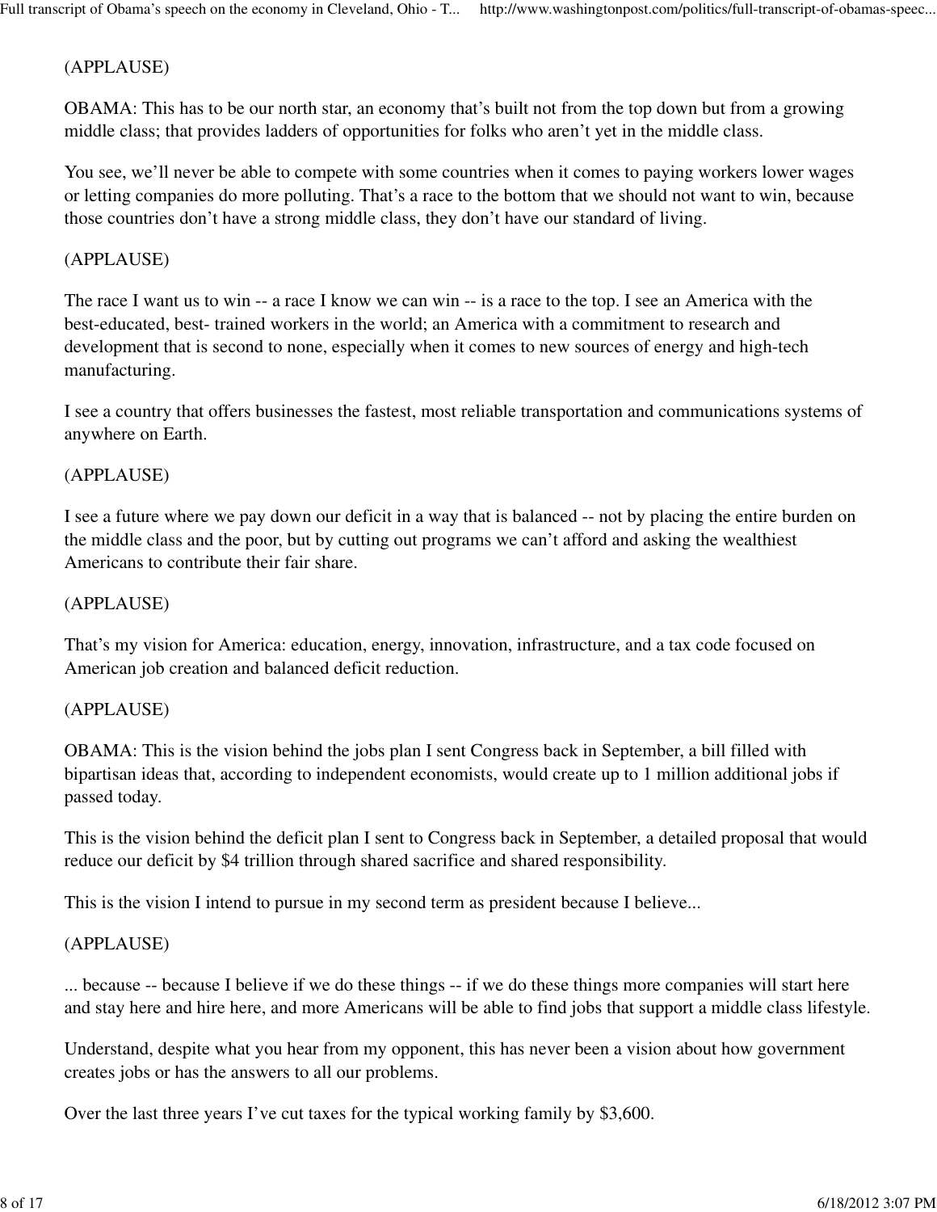(APPLAUSE)

OBAMA: This has to be our north star, an economy that's built not from the top down but from a growing middle class; that provides ladders of opportunities for folks who aren't yet in the middle class.

You see, we'll never be able to compete with some countries when it comes to paying workers lower wages or letting companies do more polluting. That's a race to the bottom that we should not want to win, because those countries don't have a strong middle class, they don't have our standard of living.

(APPLAUSE)

The race I want us to win -- a race I know we can win -- is a race to the top. I see an America with the best-educated, best- trained workers in the world; an America with a commitment to research and development that is second to none, especially when it comes to new sources of energy and high-tech manufacturing.

I see a country that offers businesses the fastest, most reliable transportation and communications systems of anywhere on Earth.

(APPLAUSE)

I see a future where we pay down our deficit in a way that is balanced -- not by placing the entire burden on the middle class and the poor, but by cutting out programs we can't afford and asking the wealthiest Americans to contribute their fair share.

(APPLAUSE)

That's my vision for America: education, energy, innovation, infrastructure, and a tax code focused on American job creation and balanced deficit reduction.

(APPLAUSE)

OBAMA: This is the vision behind the jobs plan I sent Congress back in September, a bill filled with bipartisan ideas that, according to independent economists, would create up to 1 million additional jobs if passed today.

This is the vision behind the deficit plan I sent to Congress back in September, a detailed proposal that would reduce our deficit by $4 trillion through shared sacrifice and shared responsibility.

This is the vision I intend to pursue in my second term as president because I believe...

(APPLAUSE)

... because -- because I believe if we do these things -- if we do these things more companies will start here and stay here and hire here, and more Americans will be able to find jobs that support a middle class lifestyle.

Understand, despite what you hear from my opponent, this has never been a vision about how government creates jobs or has the answers to all our problems.

Over the last three years I've cut taxes for the typical working family by $3,600.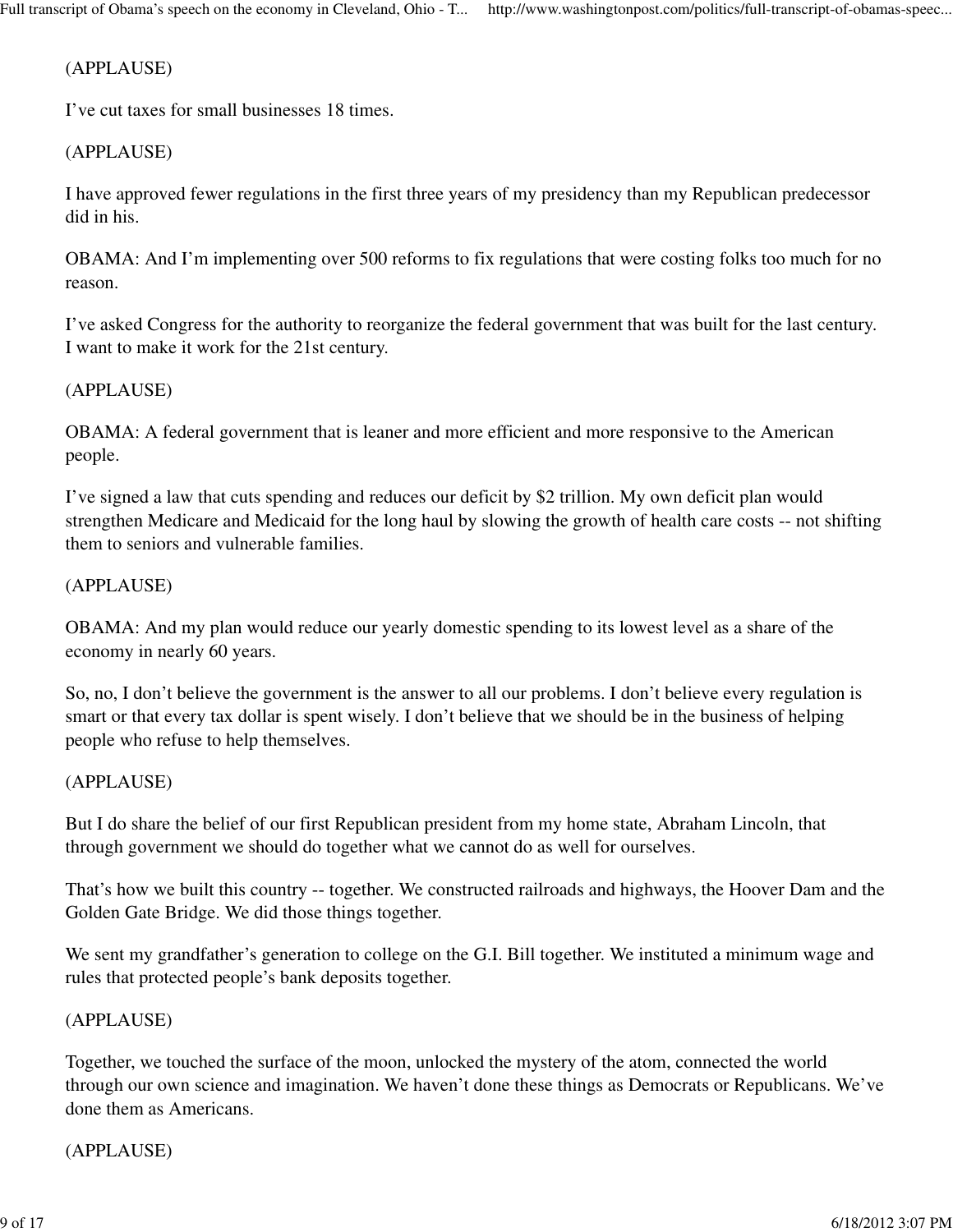(APPLAUSE)

I’ve cut taxes for small businesses 18 times.

(APPLAUSE)

I have approved fewer regulations in the first three years of my presidency than my Republican predecessor did in his.

OBAMA: And I’m implementing over 500 reforms to fix regulations that were costing folks too much for no reason.

I’ve asked Congress for the authority to reorganize the federal government that was built for the last century. I want to make it work for the 21st century.

(APPLAUSE)

OBAMA: A federal government that is leaner and more efficient and more responsive to the American people.

I’ve signed a law that cuts spending and reduces our deficit by $2 trillion. My own deficit plan would strengthen Medicare and Medicaid for the long haul by slowing the growth of health care costs -- not shifting them to seniors and vulnerable families.

(APPLAUSE)

OBAMA: And my plan would reduce our yearly domestic spending to its lowest level as a share of the economy in nearly 60 years.

So, no, I don’t believe the government is the answer to all our problems. I don’t believe every regulation is smart or that every tax dollar is spent wisely. I don’t believe that we should be in the business of helping people who refuse to help themselves.

(APPLAUSE)

But I do share the belief of our first Republican president from my home state, Abraham Lincoln, that through government we should do together what we cannot do as well for ourselves.

That’s how we built this country -- together. We constructed railroads and highways, the Hoover Dam and the Golden Gate Bridge. We did those things together.

We sent my grandfather’s generation to college on the G.I. Bill together. We instituted a minimum wage and rules that protected people’s bank deposits together.

(APPLAUSE)

Together, we touched the surface of the moon, unlocked the mystery of the atom, connected the world through our own science and imagination. We haven’t done these things as Democrats or Republicans. We’ve done them as Americans.

(APPLAUSE)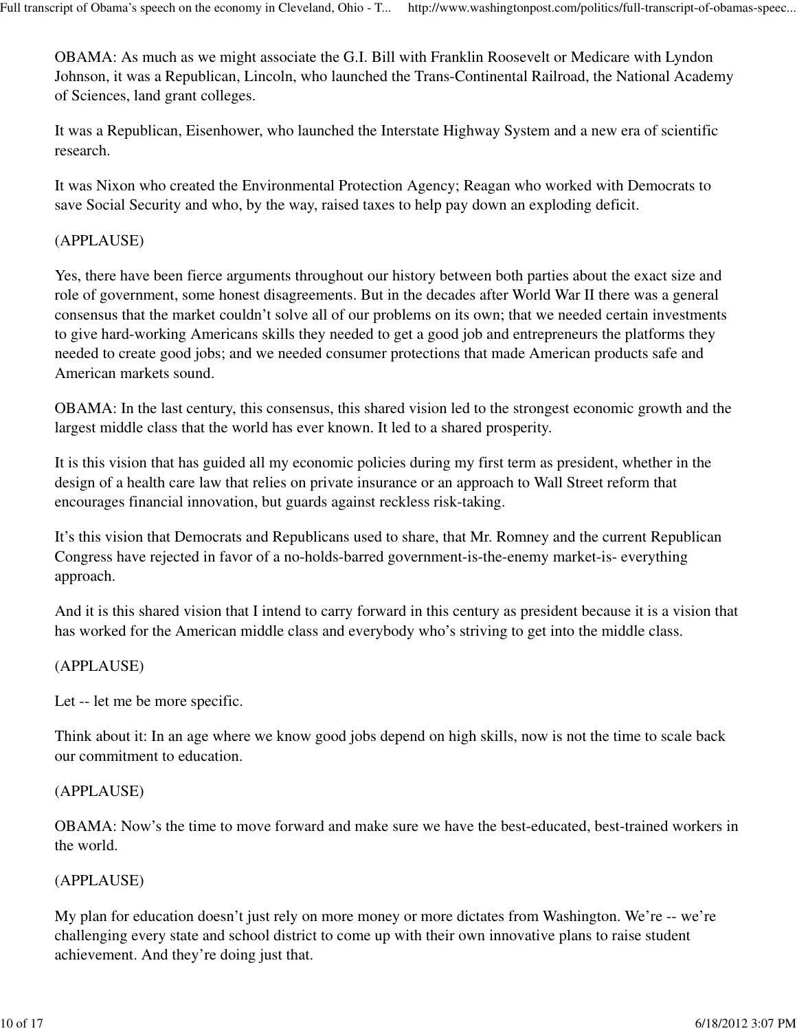OBAMA: As much as we might associate the G.I. Bill with Franklin Roosevelt or Medicare with Lyndon Johnson, it was a Republican, Lincoln, who launched the Trans-Continental Railroad, the National Academy of Sciences, land grant colleges.

It was a Republican, Eisenhower, who launched the Interstate Highway System and a new era of scientific research.

It was Nixon who created the Environmental Protection Agency; Reagan who worked with Democrats to save Social Security and who, by the way, raised taxes to help pay down an exploding deficit.

(APPLAUSE)

Yes, there have been fierce arguments throughout our history between both parties about the exact size and role of government, some honest disagreements. But in the decades after World War II there was a general consensus that the market couldn't solve all of our problems on its own; that we needed certain investments to give hard-working Americans skills they needed to get a good job and entrepreneurs the platforms they needed to create good jobs; and we needed consumer protections that made American products safe and American markets sound.

OBAMA: In the last century, this consensus, this shared vision led to the strongest economic growth and the largest middle class that the world has ever known. It led to a shared prosperity.

It is this vision that has guided all my economic policies during my first term as president, whether in the design of a health care law that relies on private insurance or an approach to Wall Street reform that encourages financial innovation, but guards against reckless risk-taking.

It's this vision that Democrats and Republicans used to share, that Mr. Romney and the current Republican Congress have rejected in favor of a no-holds-barred government-is-the-enemy market-is- everything approach.

And it is this shared vision that I intend to carry forward in this century as president because it is a vision that has worked for the American middle class and everybody who's striving to get into the middle class.

(APPLAUSE)

Let -- let me be more specific.

Think about it: In an age where we know good jobs depend on high skills, now is not the time to scale back our commitment to education.

(APPLAUSE)

OBAMA: Now's the time to move forward and make sure we have the best-educated, best-trained workers in the world.

(APPLAUSE)

My plan for education doesn't just rely on more money or more dictates from Washington. We're -- we're challenging every state and school district to come up with their own innovative plans to raise student achievement. And they're doing just that.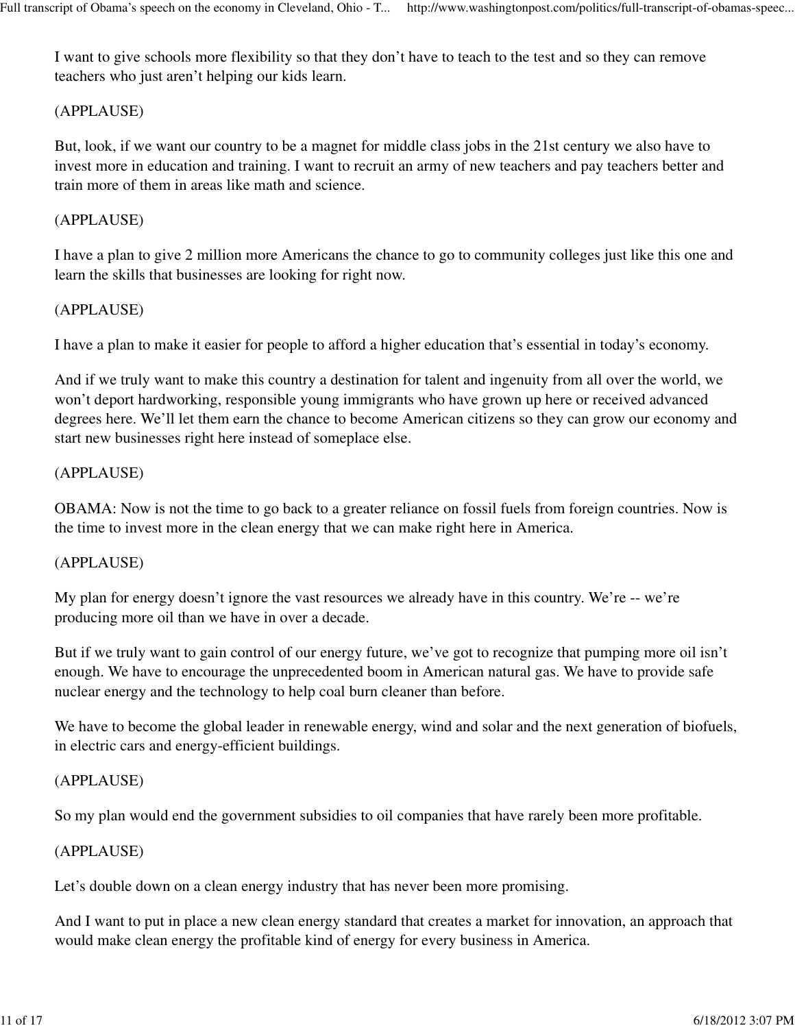I want to give schools more flexibility so that they don't have to teach to the test and so they can remove teachers who just aren't helping our kids learn.

(APPLAUSE)

But, look, if we want our country to be a magnet for middle class jobs in the 21st century we also have to invest more in education and training. I want to recruit an army of new teachers and pay teachers better and train more of them in areas like math and science.

(APPLAUSE)

I have a plan to give 2 million more Americans the chance to go to community colleges just like this one and learn the skills that businesses are looking for right now.

(APPLAUSE)

I have a plan to make it easier for people to afford a higher education that's essential in today's economy.

And if we truly want to make this country a destination for talent and ingenuity from all over the world, we won't deport hardworking, responsible young immigrants who have grown up here or received advanced degrees here. We'll let them earn the chance to become American citizens so they can grow our economy and start new businesses right here instead of someplace else.

(APPLAUSE)

OBAMA: Now is not the time to go back to a greater reliance on fossil fuels from foreign countries. Now is the time to invest more in the clean energy that we can make right here in America.

(APPLAUSE)

My plan for energy doesn't ignore the vast resources we already have in this country. We're -- we're producing more oil than we have in over a decade.

But if we truly want to gain control of our energy future, we've got to recognize that pumping more oil isn't enough. We have to encourage the unprecedented boom in American natural gas. We have to provide safe nuclear energy and the technology to help coal burn cleaner than before.

We have to become the global leader in renewable energy, wind and solar and the next generation of biofuels, in electric cars and energy-efficient buildings.

(APPLAUSE)

So my plan would end the government subsidies to oil companies that have rarely been more profitable.

(APPLAUSE)

Let's double down on a clean energy industry that has never been more promising.

And I want to put in place a new clean energy standard that creates a market for innovation, an approach that would make clean energy the profitable kind of energy for every business in America.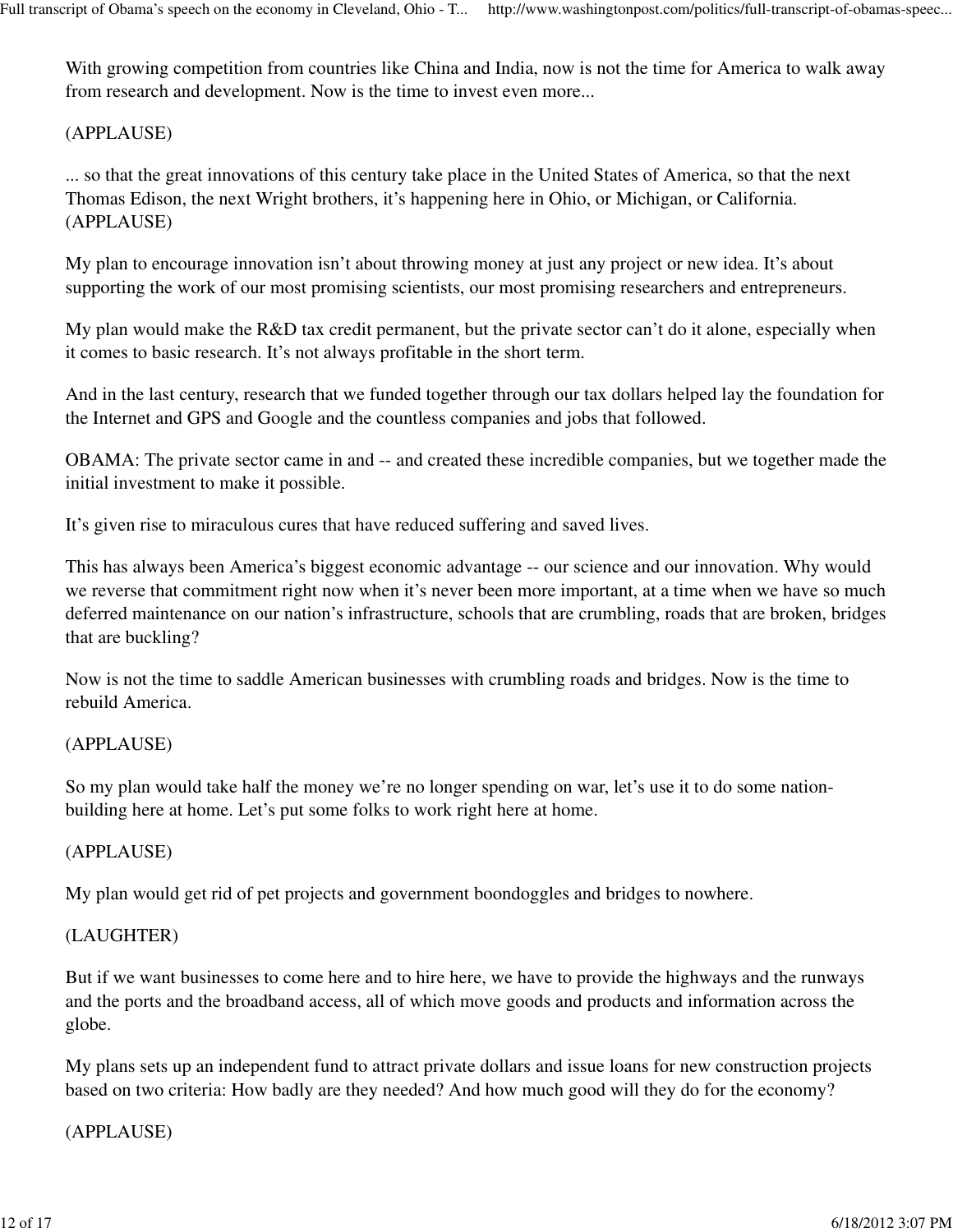With growing competition from countries like China and India, now is not the time for America to walk away from research and development. Now is the time to invest even more...

(APPLAUSE)

... so that the great innovations of this century take place in the United States of America, so that the next Thomas Edison, the next Wright brothers, it's happening here in Ohio, or Michigan, or California. (APPLAUSE)

My plan to encourage innovation isn't about throwing money at just any project or new idea. It's about supporting the work of our most promising scientists, our most promising researchers and entrepreneurs.

My plan would make the R&D tax credit permanent, but the private sector can't do it alone, especially when it comes to basic research. It's not always profitable in the short term.

And in the last century, research that we funded together through our tax dollars helped lay the foundation for the Internet and GPS and Google and the countless companies and jobs that followed.

OBAMA: The private sector came in and -- and created these incredible companies, but we together made the initial investment to make it possible.

It's given rise to miraculous cures that have reduced suffering and saved lives.

This has always been America's biggest economic advantage -- our science and our innovation. Why would we reverse that commitment right now when it's never been more important, at a time when we have so much deferred maintenance on our nation's infrastructure, schools that are crumbling, roads that are broken, bridges that are buckling?

Now is not the time to saddle American businesses with crumbling roads and bridges. Now is the time to rebuild America.

(APPLAUSE)

So my plan would take half the money we're no longer spending on war, let's use it to do some nation-building here at home. Let's put some folks to work right here at home.

(APPLAUSE)

My plan would get rid of pet projects and government boondoggles and bridges to nowhere.

(LAUGHTER)

But if we want businesses to come here and to hire here, we have to provide the highways and the runways and the ports and the broadband access, all of which move goods and products and information across the globe.

My plans sets up an independent fund to attract private dollars and issue loans for new construction projects based on two criteria: How badly are they needed? And how much good will they do for the economy?

(APPLAUSE)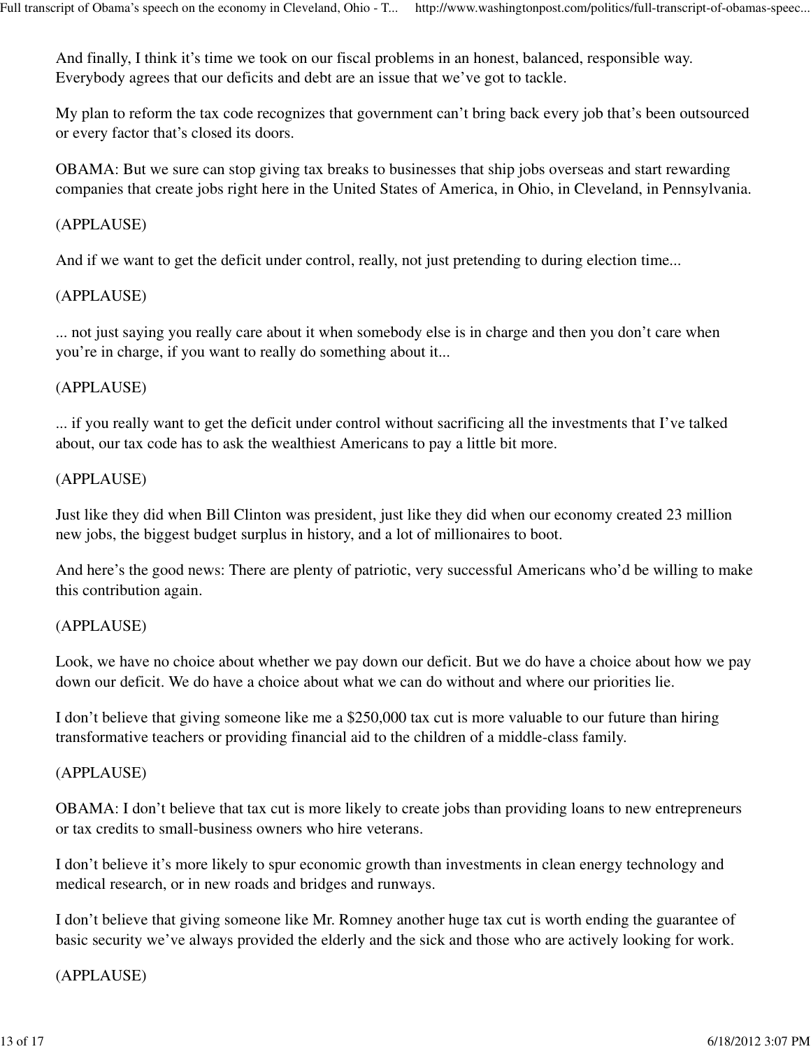And finally, I think it's time we took on our fiscal problems in an honest, balanced, responsible way. Everybody agrees that our deficits and debt are an issue that we've got to tackle.

My plan to reform the tax code recognizes that government can't bring back every job that's been outsourced or every factor that's closed its doors.

OBAMA: But we sure can stop giving tax breaks to businesses that ship jobs overseas and start rewarding companies that create jobs right here in the United States of America, in Ohio, in Cleveland, in Pennsylvania.

(APPLAUSE)

And if we want to get the deficit under control, really, not just pretending to during election time...

(APPLAUSE)

... not just saying you really care about it when somebody else is in charge and then you don't care when you're in charge, if you want to really do something about it...

(APPLAUSE)

... if you really want to get the deficit under control without sacrificing all the investments that I've talked about, our tax code has to ask the wealthiest Americans to pay a little bit more.

(APPLAUSE)

Just like they did when Bill Clinton was president, just like they did when our economy created 23 million new jobs, the biggest budget surplus in history, and a lot of millionaires to boot.

And here's the good news: There are plenty of patriotic, very successful Americans who'd be willing to make this contribution again.

(APPLAUSE)

Look, we have no choice about whether we pay down our deficit. But we do have a choice about how we pay down our deficit. We do have a choice about what we can do without and where our priorities lie.

I don't believe that giving someone like me a $250,000 tax cut is more valuable to our future than hiring transformative teachers or providing financial aid to the children of a middle-class family.

(APPLAUSE)

OBAMA: I don't believe that tax cut is more likely to create jobs than providing loans to new entrepreneurs or tax credits to small-business owners who hire veterans.

I don't believe it's more likely to spur economic growth than investments in clean energy technology and medical research, or in new roads and bridges and runways.

I don't believe that giving someone like Mr. Romney another huge tax cut is worth ending the guarantee of basic security we've always provided the elderly and the sick and those who are actively looking for work.

(APPLAUSE)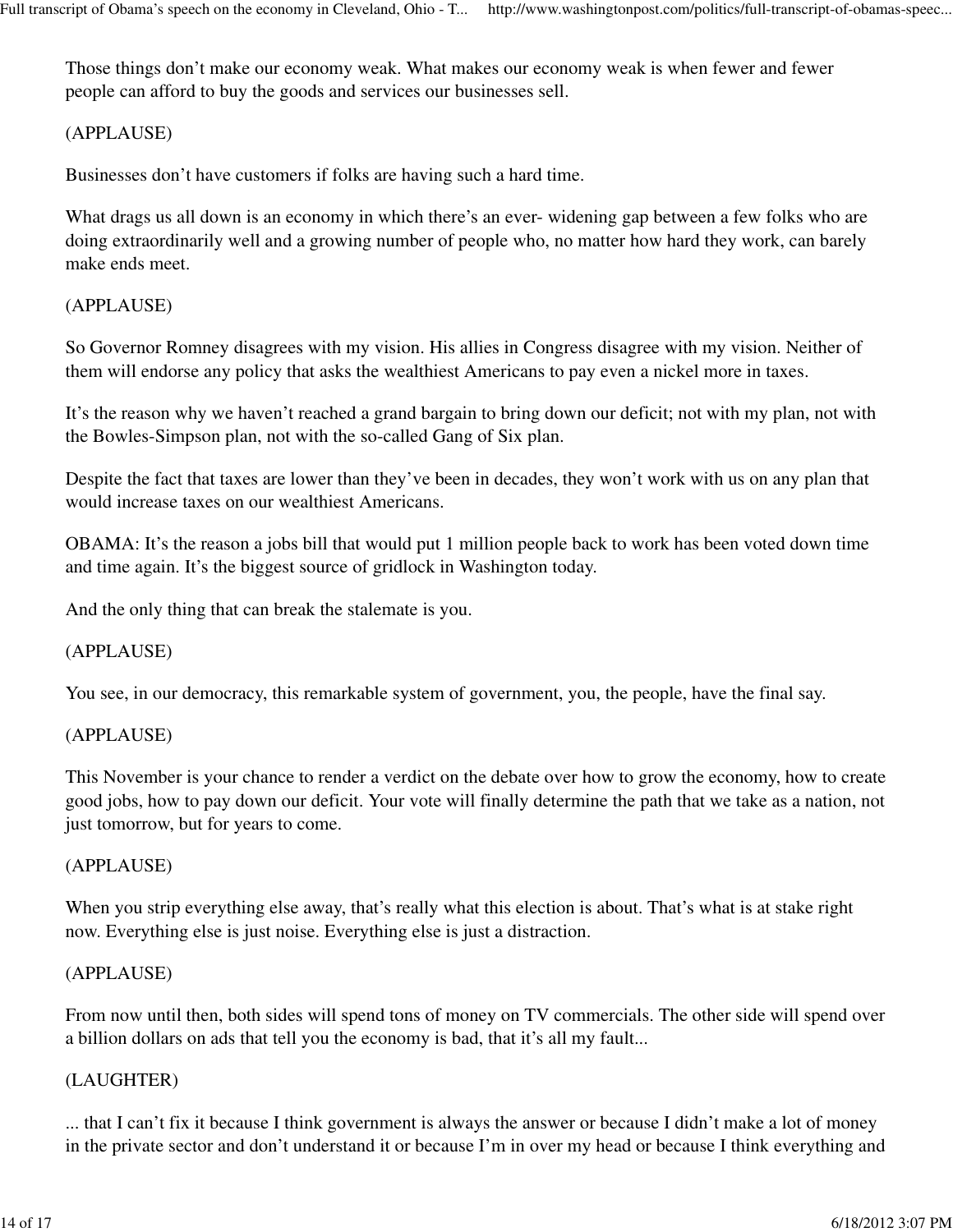Those things don’t make our economy weak. What makes our economy weak is when fewer and fewer people can afford to buy the goods and services our businesses sell.

(APPLAUSE)

Businesses don’t have customers if folks are having such a hard time.

What drags us all down is an economy in which there’s an ever- widening gap between a few folks who are doing extraordinarily well and a growing number of people who, no matter how hard they work, can barely make ends meet.

(APPLAUSE)

So Governor Romney disagrees with my vision. His allies in Congress disagree with my vision. Neither of them will endorse any policy that asks the wealthiest Americans to pay even a nickel more in taxes.

It’s the reason why we haven’t reached a grand bargain to bring down our deficit; not with my plan, not with the Bowles-Simpson plan, not with the so-called Gang of Six plan.

Despite the fact that taxes are lower than they’ve been in decades, they won’t work with us on any plan that would increase taxes on our wealthiest Americans.

OBAMA: It’s the reason a jobs bill that would put 1 million people back to work has been voted down time and time again. It’s the biggest source of gridlock in Washington today.

And the only thing that can break the stalemate is you.

(APPLAUSE)

You see, in our democracy, this remarkable system of government, you, the people, have the final say.

(APPLAUSE)

This November is your chance to render a verdict on the debate over how to grow the economy, how to create good jobs, how to pay down our deficit. Your vote will finally determine the path that we take as a nation, not just tomorrow, but for years to come.

(APPLAUSE)

When you strip everything else away, that’s really what this election is about. That’s what is at stake right now. Everything else is just noise. Everything else is just a distraction.

(APPLAUSE)

From now until then, both sides will spend tons of money on TV commercials. The other side will spend over a billion dollars on ads that tell you the economy is bad, that it’s all my fault...

(LAUGHTER)

... that I can’t fix it because I think government is always the answer or because I didn’t make a lot of money in the private sector and don’t understand it or because I’m in over my head or because I think everything and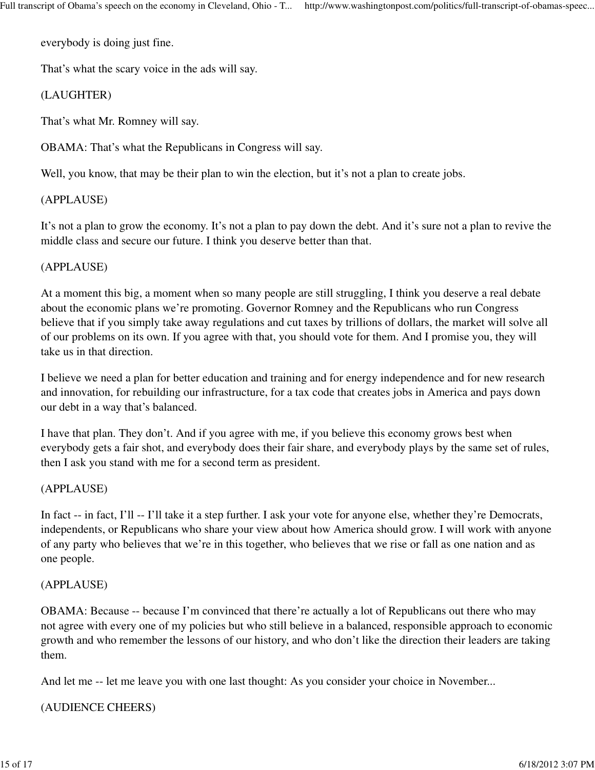everybody is doing just fine.

That's what the scary voice in the ads will say.

(LAUGHTER)

That's what Mr. Romney will say.

OBAMA: That's what the Republicans in Congress will say.

Well, you know, that may be their plan to win the election, but it's not a plan to create jobs.

(APPLAUSE)

It's not a plan to grow the economy. It's not a plan to pay down the debt. And it's sure not a plan to revive the middle class and secure our future. I think you deserve better than that.

(APPLAUSE)

At a moment this big, a moment when so many people are still struggling, I think you deserve a real debate about the economic plans we're promoting. Governor Romney and the Republicans who run Congress believe that if you simply take away regulations and cut taxes by trillions of dollars, the market will solve all of our problems on its own. If you agree with that, you should vote for them. And I promise you, they will take us in that direction.

I believe we need a plan for better education and training and for energy independence and for new research and innovation, for rebuilding our infrastructure, for a tax code that creates jobs in America and pays down our debt in a way that's balanced.

I have that plan. They don't. And if you agree with me, if you believe this economy grows best when everybody gets a fair shot, and everybody does their fair share, and everybody plays by the same set of rules, then I ask you stand with me for a second term as president.

(APPLAUSE)

In fact -- in fact, I'll -- I'll take it a step further. I ask your vote for anyone else, whether they're Democrats, independents, or Republicans who share your view about how America should grow. I will work with anyone of any party who believes that we're in this together, who believes that we rise or fall as one nation and as one people.

(APPLAUSE)

OBAMA: Because -- because I'm convinced that there're actually a lot of Republicans out there who may not agree with every one of my policies but who still believe in a balanced, responsible approach to economic growth and who remember the lessons of our history, and who don't like the direction their leaders are taking them.

And let me -- let me leave you with one last thought: As you consider your choice in November...

(AUDIENCE CHEERS)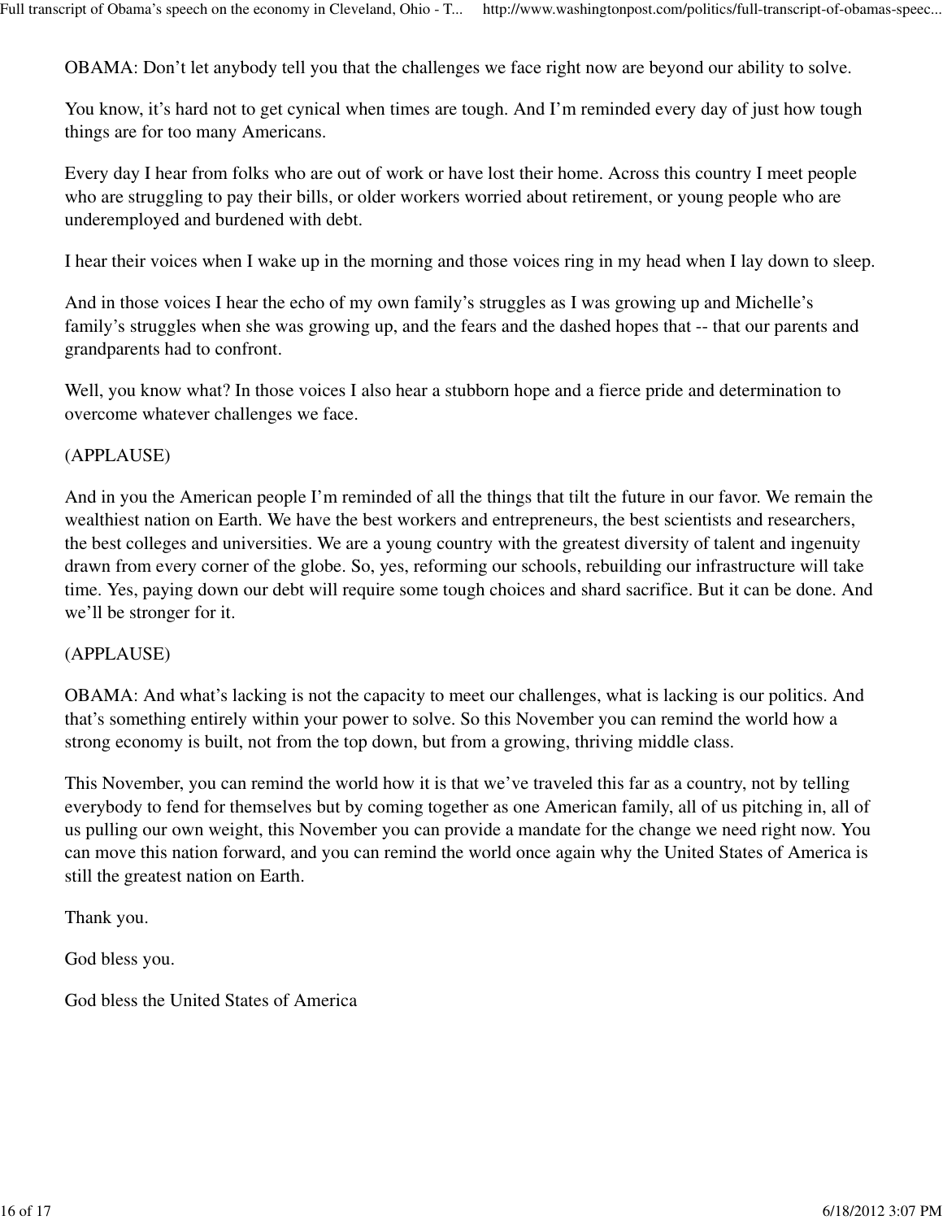OBAMA: Don't let anybody tell you that the challenges we face right now are beyond our ability to solve.

You know, it's hard not to get cynical when times are tough. And I'm reminded every day of just how tough things are for too many Americans.

Every day I hear from folks who are out of work or have lost their home. Across this country I meet people who are struggling to pay their bills, or older workers worried about retirement, or young people who are underemployed and burdened with debt.

I hear their voices when I wake up in the morning and those voices ring in my head when I lay down to sleep.

And in those voices I hear the echo of my own family's struggles as I was growing up and Michelle's family's struggles when she was growing up, and the fears and the dashed hopes that -- that our parents and grandparents had to confront.

Well, you know what? In those voices I also hear a stubborn hope and a fierce pride and determination to overcome whatever challenges we face.

(APPLAUSE)

And in you the American people I'm reminded of all the things that tilt the future in our favor. We remain the wealthiest nation on Earth. We have the best workers and entrepreneurs, the best scientists and researchers, the best colleges and universities. We are a young country with the greatest diversity of talent and ingenuity drawn from every corner of the globe. So, yes, reforming our schools, rebuilding our infrastructure will take time. Yes, paying down our debt will require some tough choices and shard sacrifice. But it can be done. And we'll be stronger for it.

(APPLAUSE)

OBAMA: And what's lacking is not the capacity to meet our challenges, what is lacking is our politics. And that's something entirely within your power to solve. So this November you can remind the world how a strong economy is built, not from the top down, but from a growing, thriving middle class.

This November, you can remind the world how it is that we've traveled this far as a country, not by telling everybody to fend for themselves but by coming together as one American family, all of us pitching in, all of us pulling our own weight, this November you can provide a mandate for the change we need right now. You can move this nation forward, and you can remind the world once again why the United States of America is still the greatest nation on Earth.

Thank you.

God bless you.

God bless the United States of America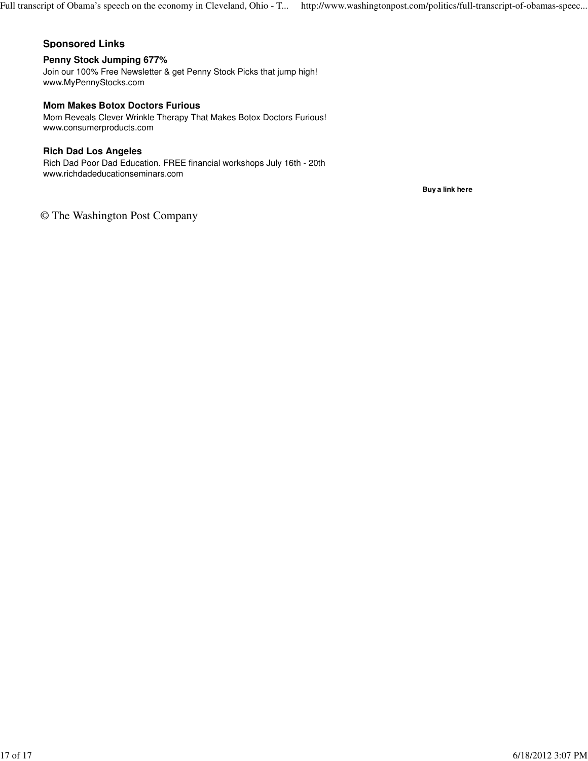### Sponsored Links

**Penny Stock Jumping 677%**
Join our 100% Free Newsletter & get Penny Stock Picks that jump high!
www.MyPennyStocks.com

**Mom Makes Botox Doctors Furious**
Mom Reveals Clever Wrinkle Therapy That Makes Botox Doctors Furious!
www.consumerproducts.com

**Rich Dad Los Angeles**
Rich Dad Poor Dad Education. FREE financial workshops July 16th - 20th
www.richdadeducationseminars.com

**Buy a link here**

© The Washington Post Company